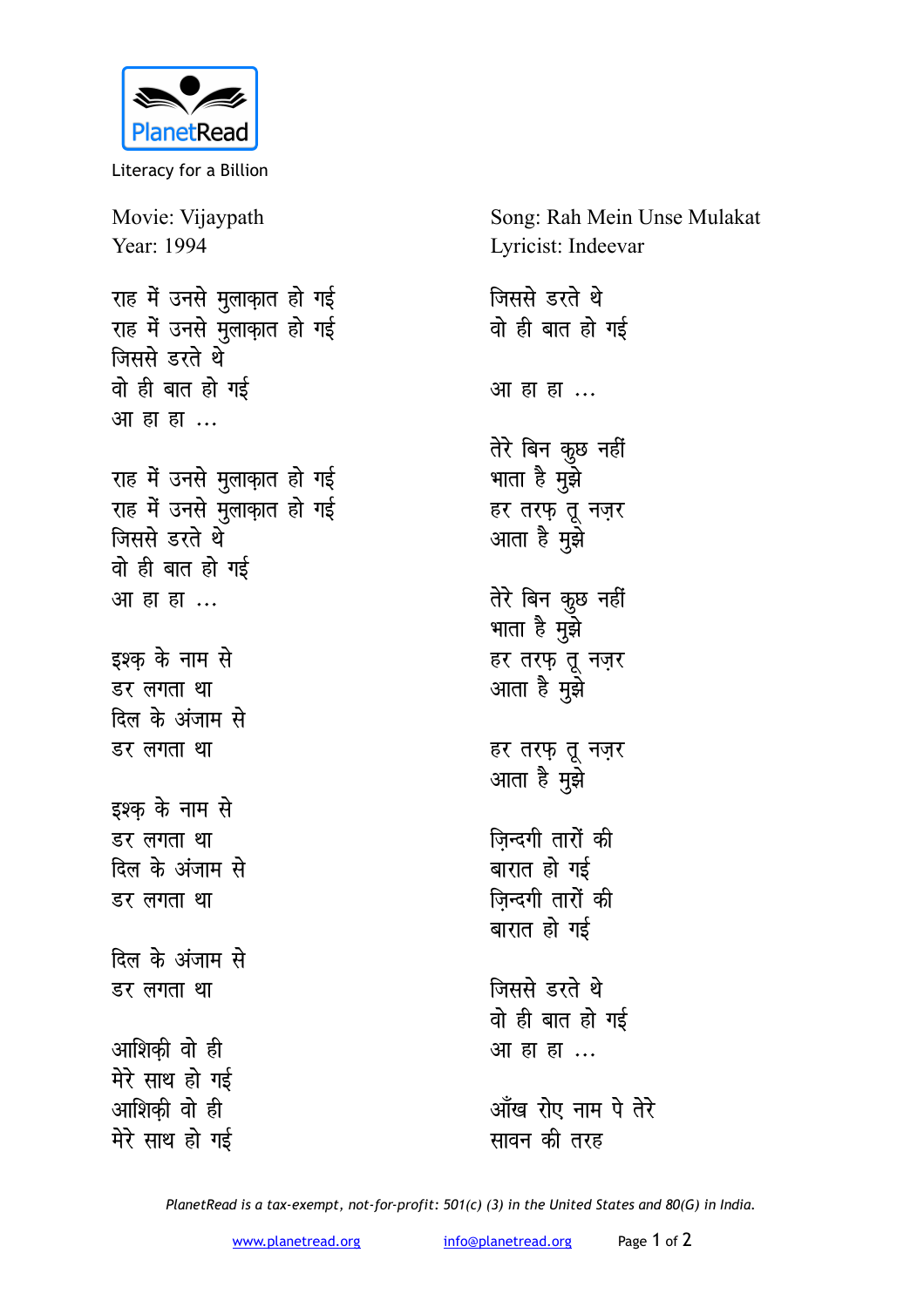PlanetRead

Literacy for a Billion

Movie: Vijaypath
Year: 1994

Song: Rah Mein Unse Mulakat
Lyricist: Indeevar

राह में उनसे मुलाक़ात हो गई
राह में उनसे मुलाक़ात हो गई
जिससे डरते थे
वो ही बात हो गई
आ हा हा ...

राह में उनसे मुलाक़ात हो गई
राह में उनसे मुलाक़ात हो गई
जिससे डरते थे
वो ही बात हो गई
आ हा हा ...

इश्क़ के नाम से
डर लगता था
दिल के अंजाम से
डर लगता था

इश्क़ के नाम से
डर लगता था
दिल के अंजाम से
डर लगता था

दिल के अंजाम से
डर लगता था

आशिक़ी वो ही
मेरे साथ हो गई
आशिक़ी वो ही
मेरे साथ हो गई

जिससे डरते थे
वो ही बात हो गई

आ हा हा ...

तेरे बिन कुछ नहीं
भाता है मुझे
हर तरफ़ तू नज़र
आता है मुझे

तेरे बिन कुछ नहीं
भाता है मुझे
हर तरफ़ तू नज़र
आता है मुझे

हर तरफ़ तू नज़र
आता है मुझे

ज़िन्दगी तारों की
बारात हो गई
ज़िन्दगी तारों की
बारात हो गई

जिससे डरते थे
वो ही बात हो गई
आ हा हा ...

आँख रोए नाम पे तेरे
सावन की तरह

*PlanetRead is a tax-exempt, not-for-profit: 501(c) (3) in the United States and 80(G) in India.*

www.planetread.org info@planetread.org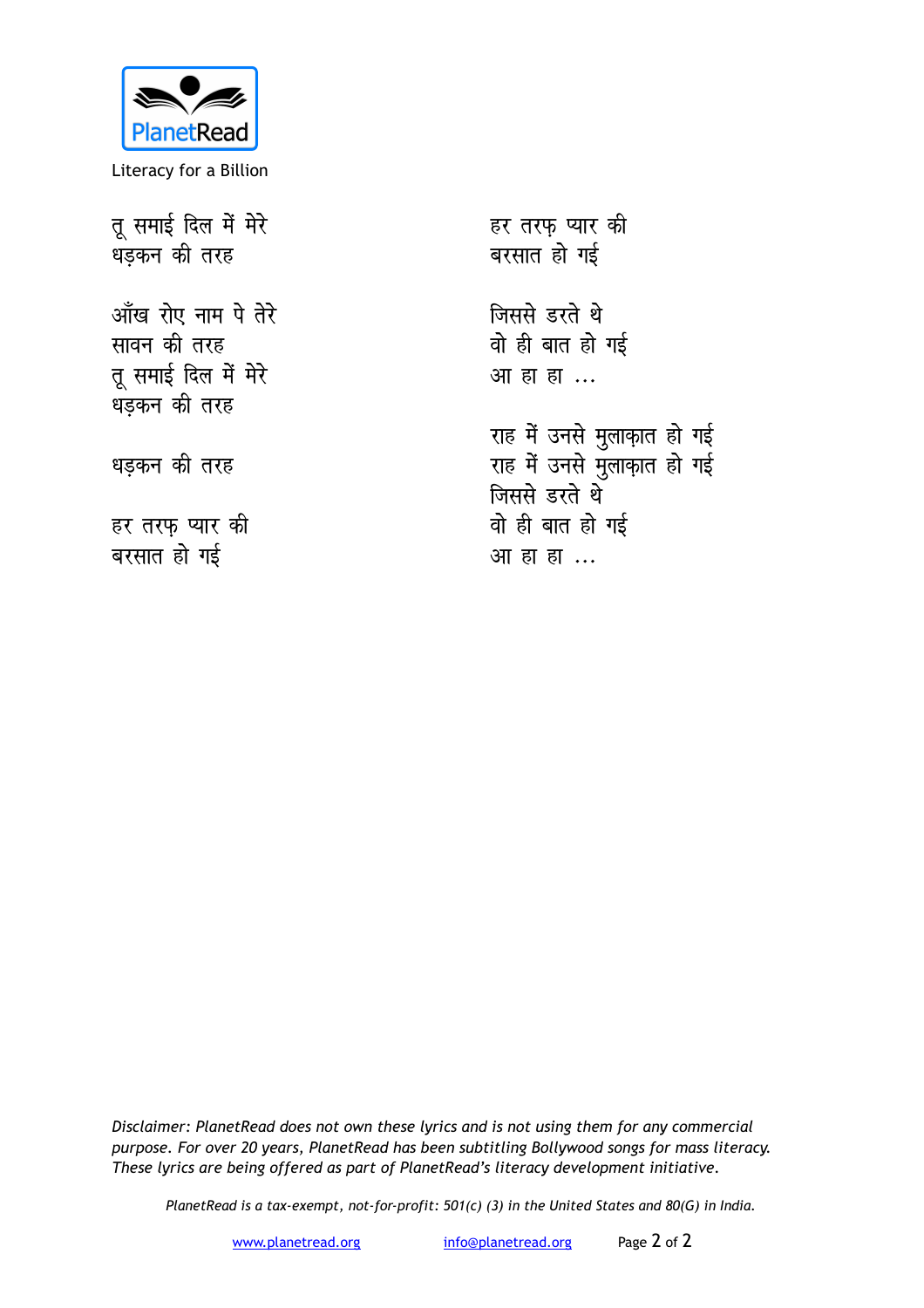PlanetRead

Literacy for a Billion

तू समाई दिल में मेरे
धड़कन की तरह

आँख रोए नाम पे तेरे
सावन की तरह
तू समाई दिल में मेरे
धड़कन की तरह

धड़कन की तरह

हर तरफ़ प्यार की
बरसात हो गई

हर तरफ़ प्यार की
बरसात हो गई

जिससे डरते थे
वो ही बात हो गई
आ हा हा ...

राह में उनसे मुलाक़ात हो गई
राह में उनसे मुलाक़ात हो गई
जिससे डरते थे
वो ही बात हो गई
आ हा हा ...

*Disclaimer: PlanetRead does not own these lyrics and is not using them for any commercial purpose. For over 20 years, PlanetRead has been subtitling Bollywood songs for mass literacy. These lyrics are being offered as part of PlanetRead's literacy development initiative.*

*PlanetRead is a tax-exempt, not-for-profit: 501(c) (3) in the United States and 80(G) in India.*

www.planetread.org info@planetread.org